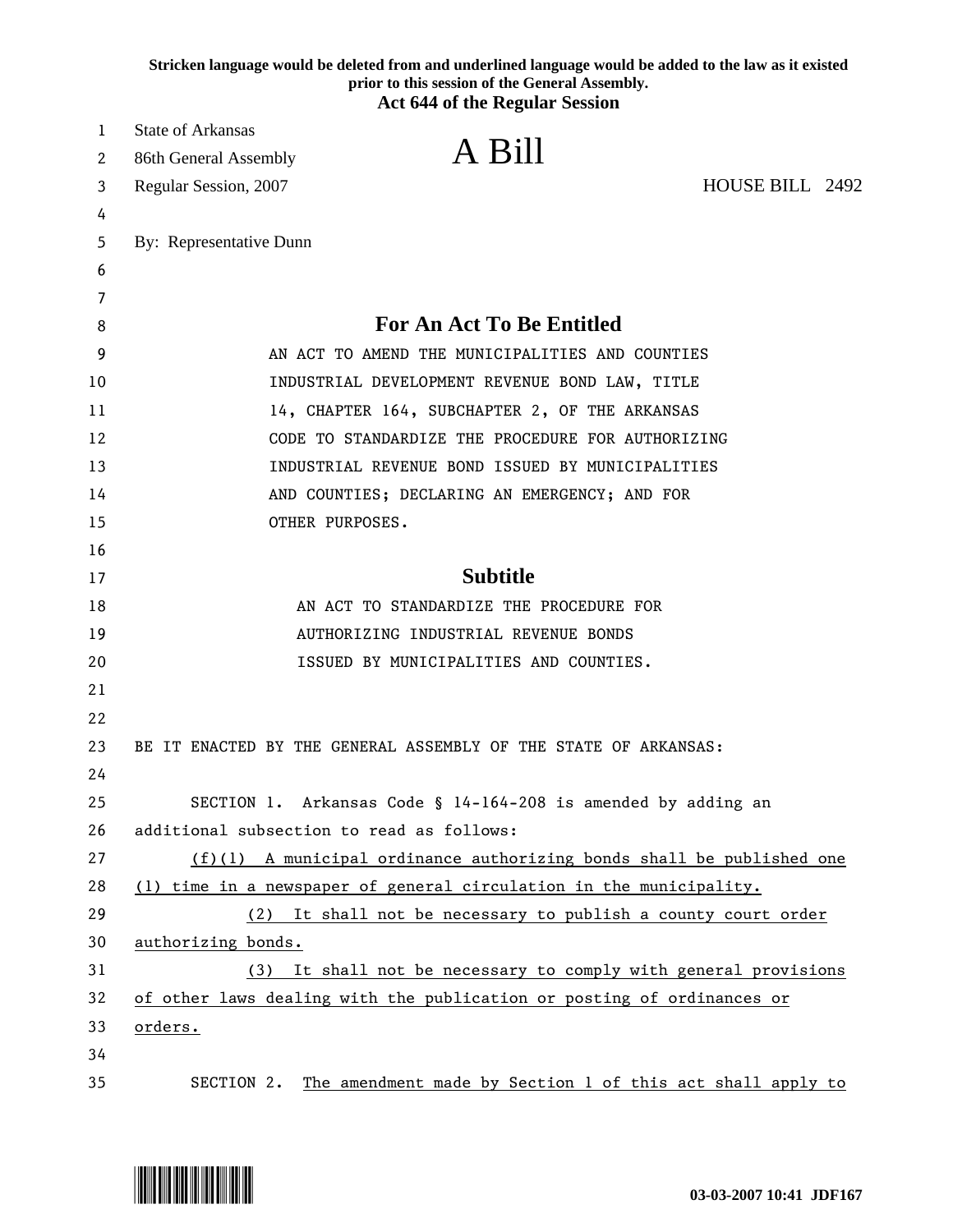Stricken language would be deleted from and underlined language would be added to the law as it existed prior to this session of the General Assembly.

**Act 644 of the Regular Session**

State of Arkansas
86th General Assembly
Regular Session, 2007

# A Bill

HOUSE BILL 2492

By: Representative Dunn

## For An Act To Be Entitled

AN ACT TO AMEND THE MUNICIPALITIES AND COUNTIES INDUSTRIAL DEVELOPMENT REVENUE BOND LAW, TITLE 14, CHAPTER 164, SUBCHAPTER 2, OF THE ARKANSAS CODE TO STANDARDIZE THE PROCEDURE FOR AUTHORIZING INDUSTRIAL REVENUE BOND ISSUED BY MUNICIPALITIES AND COUNTIES; DECLARING AN EMERGENCY; AND FOR OTHER PURPOSES.

## Subtitle

AN ACT TO STANDARDIZE THE PROCEDURE FOR AUTHORIZING INDUSTRIAL REVENUE BONDS ISSUED BY MUNICIPALITIES AND COUNTIES.

BE IT ENACTED BY THE GENERAL ASSEMBLY OF THE STATE OF ARKANSAS:

SECTION 1. Arkansas Code § 14-164-208 is amended by adding an additional subsection to read as follows:

<u>(f)(1) A municipal ordinance authorizing bonds shall be published one (1) time in a newspaper of general circulation in the municipality.</u>

<u>(2) It shall not be necessary to publish a county court order authorizing bonds.</u>

<u>(3) It shall not be necessary to comply with general provisions of other laws dealing with the publication or posting of ordinances or orders.</u>

SECTION 2. <u>The amendment made by Section 1 of this act shall apply to</u>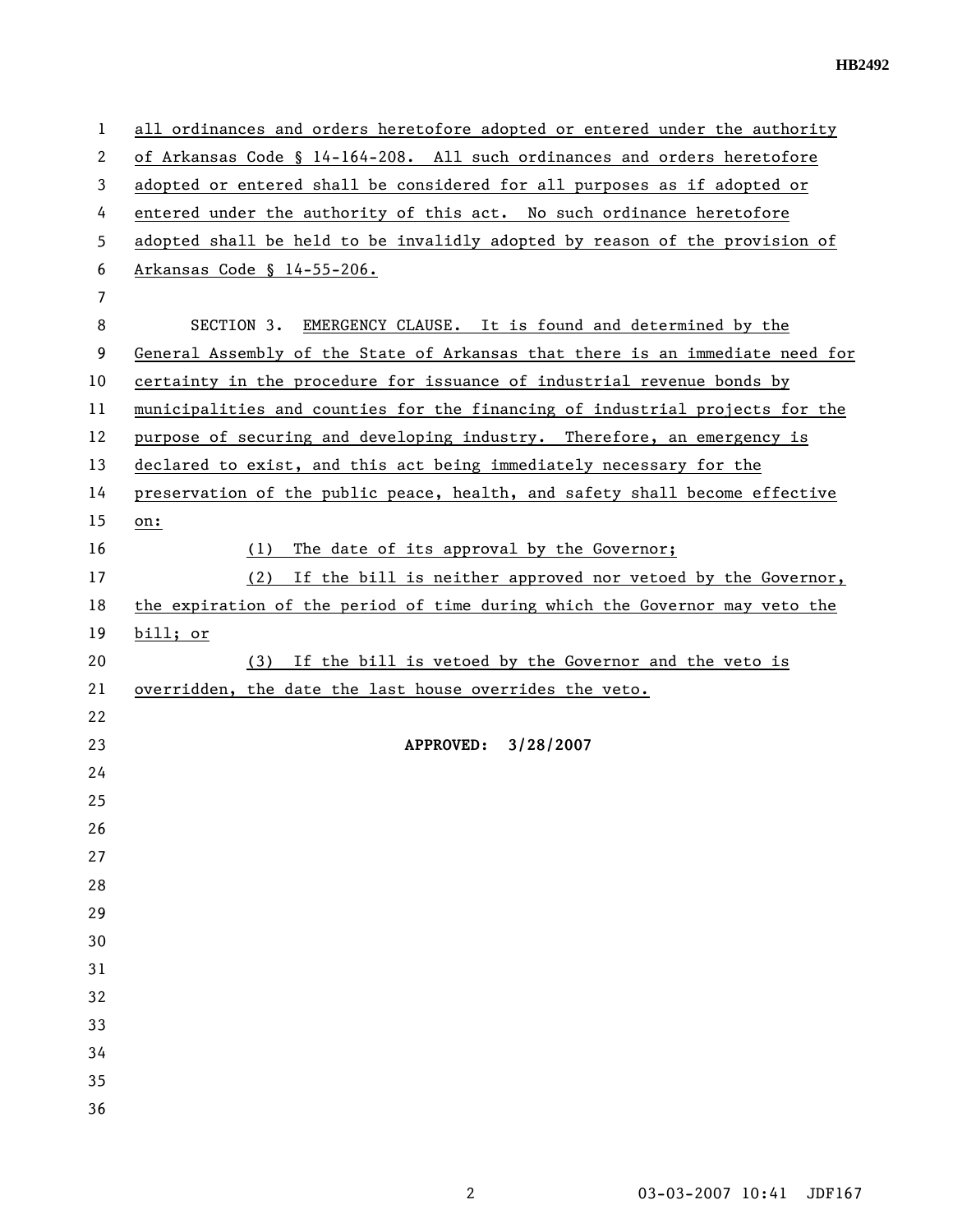all ordinances and orders heretofore adopted or entered under the authority of Arkansas Code § 14-164-208. All such ordinances and orders heretofore adopted or entered shall be considered for all purposes as if adopted or entered under the authority of this act. No such ordinance heretofore adopted shall be held to be invalidly adopted by reason of the provision of Arkansas Code § 14-55-206.

SECTION 3. EMERGENCY CLAUSE. It is found and determined by the General Assembly of the State of Arkansas that there is an immediate need for certainty in the procedure for issuance of industrial revenue bonds by municipalities and counties for the financing of industrial projects for the purpose of securing and developing industry. Therefore, an emergency is declared to exist, and this act being immediately necessary for the preservation of the public peace, health, and safety shall become effective on:

(1) The date of its approval by the Governor;

(2) If the bill is neither approved nor vetoed by the Governor, the expiration of the period of time during which the Governor may veto the bill; or

(3) If the bill is vetoed by the Governor and the veto is overridden, the date the last house overrides the veto.

**APPROVED: 3/28/2007**